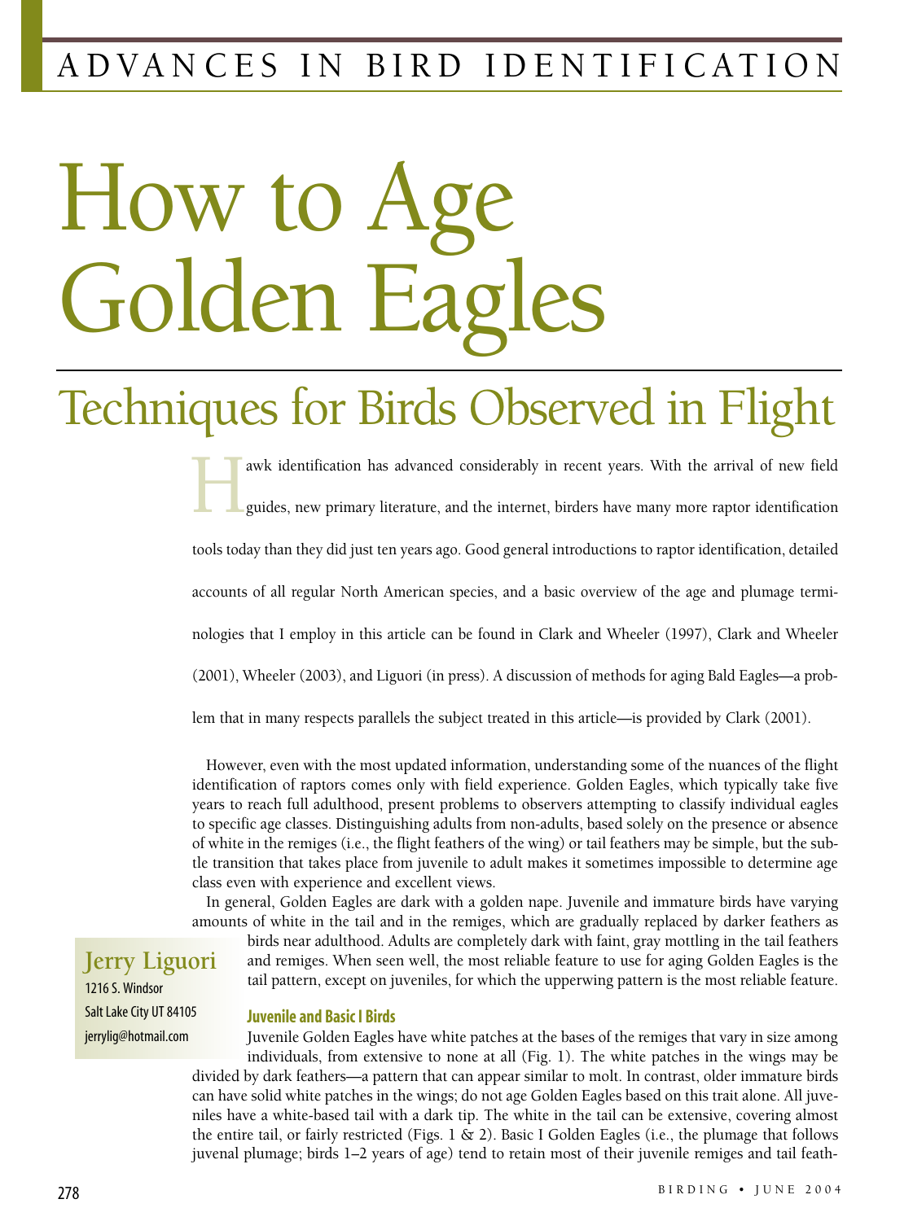ADVANCES IN BIRD IDENTIFICATION

# How to Age Golden Eagles

## Techniques for Birds Observed in Flight

**Jerry Liguori**
1216 S. Windsor
Salt Lake City UT 84105
jerrylig@hotmail.com

Hawk identification has advanced considerably in recent years. With the arrival of new field guides, new primary literature, and the internet, birders have many more raptor identification tools today than they did just ten years ago. Good general introductions to raptor identification, detailed accounts of all regular North American species, and a basic overview of the age and plumage terminologies that I employ in this article can be found in Clark and Wheeler (1997), Clark and Wheeler (2001), Wheeler (2003), and Liguori (in press). A discussion of methods for aging Bald Eagles—a problem that in many respects parallels the subject treated in this article—is provided by Clark (2001).

However, even with the most updated information, understanding some of the nuances of the flight identification of raptors comes only with field experience. Golden Eagles, which typically take five years to reach full adulthood, present problems to observers attempting to classify individual eagles to specific age classes. Distinguishing adults from non-adults, based solely on the presence or absence of white in the remiges (i.e., the flight feathers of the wing) or tail feathers may be simple, but the subtle transition that takes place from juvenile to adult makes it sometimes impossible to determine age class even with experience and excellent views.

In general, Golden Eagles are dark with a golden nape. Juvenile and immature birds have varying amounts of white in the tail and in the remiges, which are gradually replaced by darker feathers as birds near adulthood. Adults are completely dark with faint, gray mottling in the tail feathers and remiges. When seen well, the most reliable feature to use for aging Golden Eagles is the tail pattern, except on juveniles, for which the upperwing pattern is the most reliable feature.

### Juvenile and Basic I Birds

Juvenile Golden Eagles have white patches at the bases of the remiges that vary in size among individuals, from extensive to none at all (Fig. 1). The white patches in the wings may be divided by dark feathers—a pattern that can appear similar to molt. In contrast, older immature birds can have solid white patches in the wings; do not age Golden Eagles based on this trait alone. All juveniles have a white-based tail with a dark tip. The white in the tail can be extensive, covering almost the entire tail, or fairly restricted (Figs. 1 & 2). Basic I Golden Eagles (i.e., the plumage that follows juvenal plumage; birds 1–2 years of age) tend to retain most of their juvenile remiges and tail feath-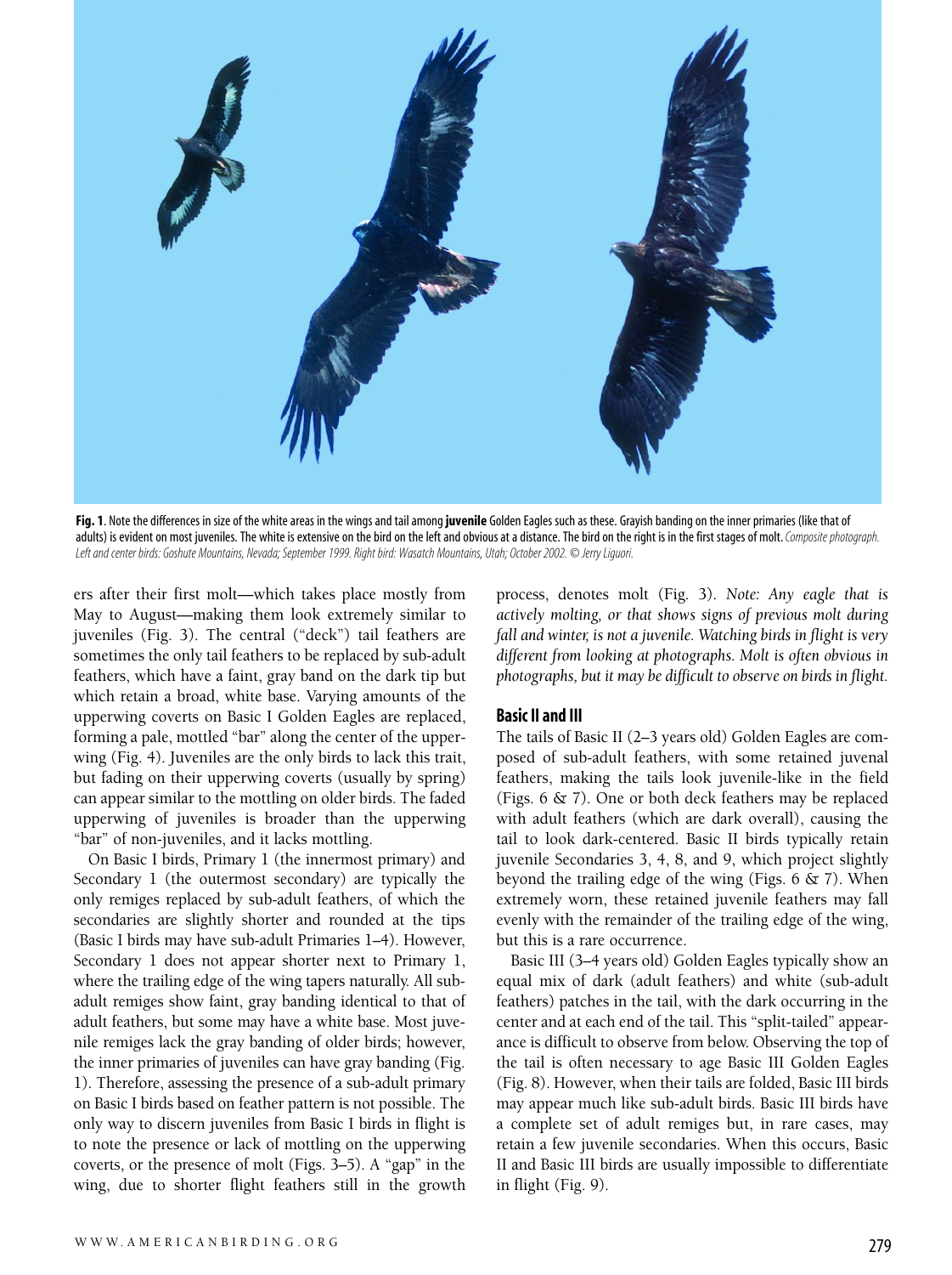**Fig. 1.** Note the differences in size of the white areas in the wings and tail among **juvenile** Golden Eagles such as these. Grayish banding on the inner primaries (like that of adults) is evident on most juveniles. The white is extensive on the bird on the left and obvious at a distance. The bird on the right is in the first stages of molt. *Composite photograph. Left and center birds: Goshute Mountains, Nevada; September 1999. Right bird: Wasatch Mountains, Utah; October 2002. © Jerry Liguori.*

ers after their first molt—which takes place mostly from May to August—making them look extremely similar to juveniles (Fig. 3). The central ("deck") tail feathers are sometimes the only tail feathers to be replaced by sub-adult feathers, which have a faint, gray band on the dark tip but which retain a broad, white base. Varying amounts of the upperwing coverts on Basic I Golden Eagles are replaced, forming a pale, mottled "bar" along the center of the upperwing (Fig. 4). Juveniles are the only birds to lack this trait, but fading on their upperwing coverts (usually by spring) can appear similar to the mottling on older birds. The faded upperwing of juveniles is broader than the upperwing "bar" of non-juveniles, and it lacks mottling.

On Basic I birds, Primary 1 (the innermost primary) and Secondary 1 (the outermost secondary) are typically the only remiges replaced by sub-adult feathers, of which the secondaries are slightly shorter and rounded at the tips (Basic I birds may have sub-adult Primaries 1–4). However, Secondary 1 does not appear shorter next to Primary 1, where the trailing edge of the wing tapers naturally. All sub-adult remiges show faint, gray banding identical to that of adult feathers, but some may have a white base. Most juvenile remiges lack the gray banding of older birds; however, the inner primaries of juveniles can have gray banding (Fig. 1). Therefore, assessing the presence of a sub-adult primary on Basic I birds based on feather pattern is not possible. The only way to discern juveniles from Basic I birds in flight is to note the presence or lack of mottling on the upperwing coverts, or the presence of molt (Figs. 3–5). A "gap" in the wing, due to shorter flight feathers still in the growth process, denotes molt (Fig. 3). *Note: Any eagle that is actively molting, or that shows signs of previous molt during fall and winter, is not a juvenile. Watching birds in flight is very different from looking at photographs. Molt is often obvious in photographs, but it may be difficult to observe on birds in flight.*

### Basic II and III

The tails of Basic II (2–3 years old) Golden Eagles are composed of sub-adult feathers, with some retained juvenal feathers, making the tails look juvenile-like in the field (Figs. 6 & 7). One or both deck feathers may be replaced with adult feathers (which are dark overall), causing the tail to look dark-centered. Basic II birds typically retain juvenile Secondaries 3, 4, 8, and 9, which project slightly beyond the trailing edge of the wing (Figs. 6 & 7). When extremely worn, these retained juvenile feathers may fall evenly with the remainder of the trailing edge of the wing, but this is a rare occurrence.

Basic III (3–4 years old) Golden Eagles typically show an equal mix of dark (adult feathers) and white (sub-adult feathers) patches in the tail, with the dark occurring in the center and at each end of the tail. This "split-tailed" appearance is difficult to observe from below. Observing the top of the tail is often necessary to age Basic III Golden Eagles (Fig. 8). However, when their tails are folded, Basic III birds may appear much like sub-adult birds. Basic III birds have a complete set of adult remiges but, in rare cases, may retain a few juvenile secondaries. When this occurs, Basic II and Basic III birds are usually impossible to differentiate in flight (Fig. 9).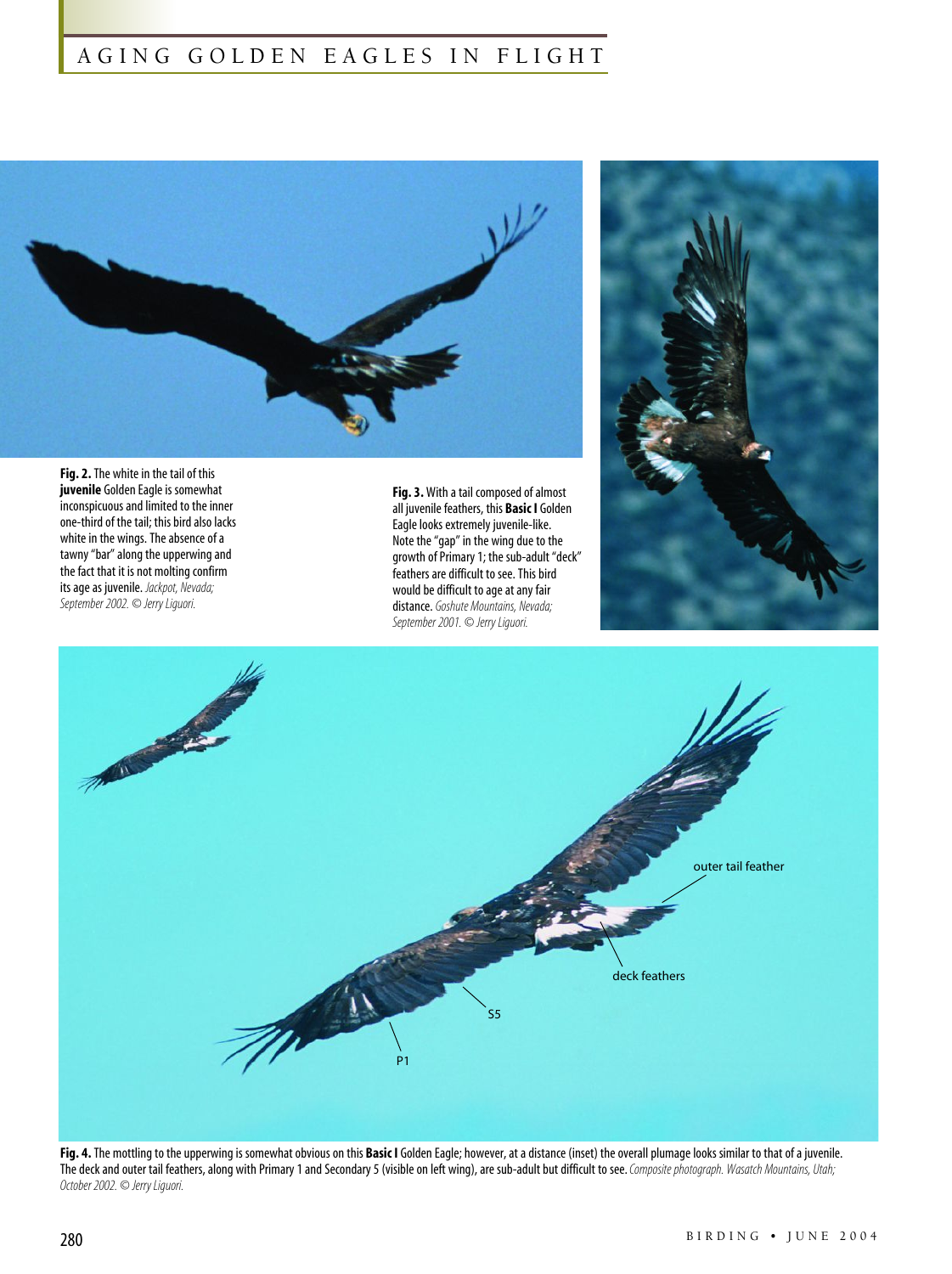**Fig. 2.** The white in the tail of this **juvenile** Golden Eagle is somewhat inconspicuous and limited to the inner one-third of the tail; this bird also lacks white in the wings. The absence of a tawny "bar" along the upperwing and the fact that it is not molting confirm its age as juvenile. *Jackpot, Nevada; September 2002. © Jerry Liguori.*

**Fig. 3.** With a tail composed of almost all juvenile feathers, this **Basic I** Golden Eagle looks extremely juvenile-like. Note the "gap" in the wing due to the growth of Primary 1; the sub-adult "deck" feathers are difficult to see. This bird would be difficult to age at any fair distance. *Goshute Mountains, Nevada; September 2001. © Jerry Liguori.*

**Fig. 4.** The mottling to the upperwing is somewhat obvious on this **Basic I** Golden Eagle; however, at a distance (inset) the overall plumage looks similar to that of a juvenile. The deck and outer tail feathers, along with Primary 1 and Secondary 5 (visible on left wing), are sub-adult but difficult to see. *Composite photograph. Wasatch Mountains, Utah; October 2002. © Jerry Liguori.*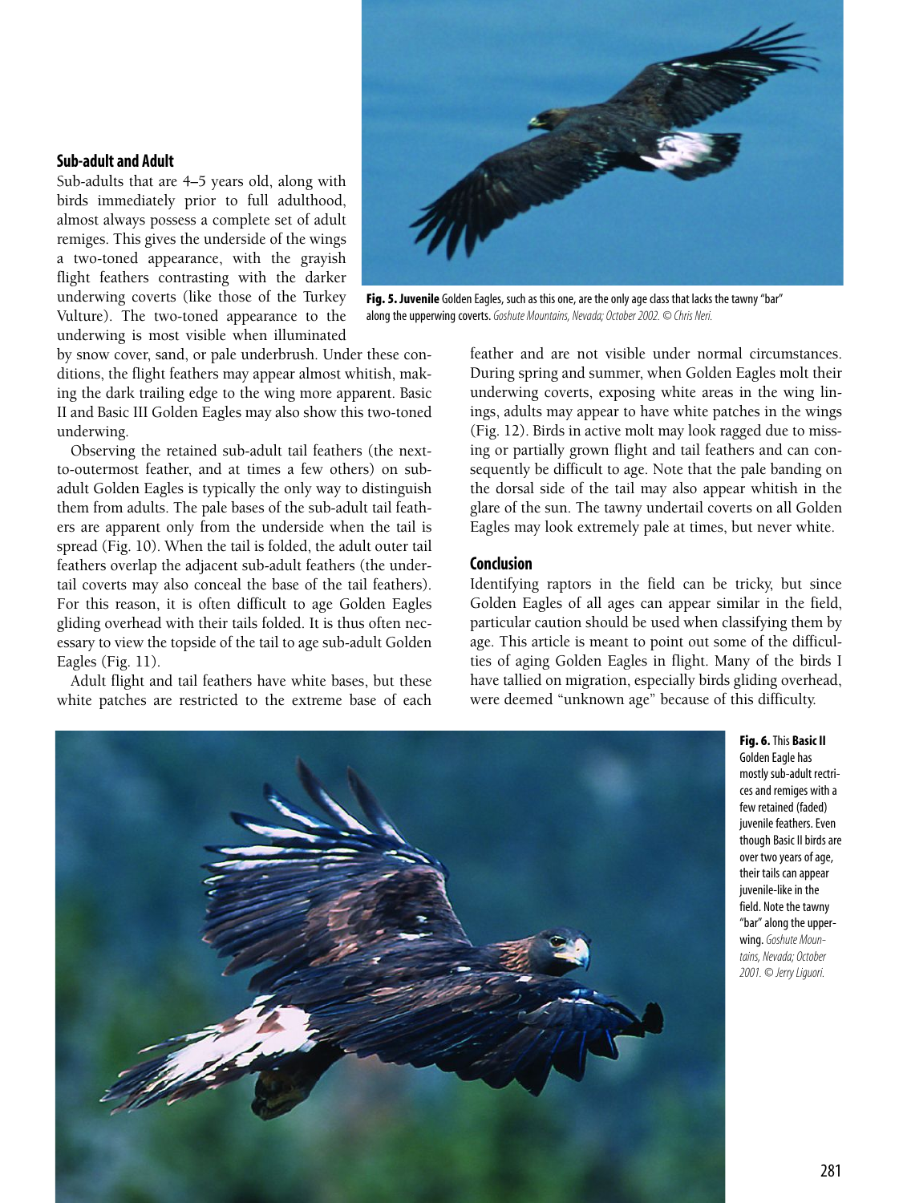## Sub-adult and Adult

Sub-adults that are 4–5 years old, along with birds immediately prior to full adulthood, almost always possess a complete set of adult remiges. This gives the underside of the wings a two-toned appearance, with the grayish flight feathers contrasting with the darker underwing coverts (like those of the Turkey Vulture). The two-toned appearance to the underwing is most visible when illuminated by snow cover, sand, or pale underbrush. Under these conditions, the flight feathers may appear almost whitish, making the dark trailing edge to the wing more apparent. Basic II and Basic III Golden Eagles may also show this two-toned underwing.

Observing the retained sub-adult tail feathers (the next-to-outermost feather, and at times a few others) on sub-adult Golden Eagles is typically the only way to distinguish them from adults. The pale bases of the sub-adult tail feathers are apparent only from the underside when the tail is spread (Fig. 10). When the tail is folded, the adult outer tail feathers overlap the adjacent sub-adult feathers (the undertail coverts may also conceal the base of the tail feathers). For this reason, it is often difficult to age Golden Eagles gliding overhead with their tails folded. It is thus often necessary to view the topside of the tail to age sub-adult Golden Eagles (Fig. 11).

Adult flight and tail feathers have white bases, but these white patches are restricted to the extreme base of each feather and are not visible under normal circumstances. During spring and summer, when Golden Eagles molt their underwing coverts, exposing white areas in the wing linings, adults may appear to have white patches in the wings (Fig. 12). Birds in active molt may look ragged due to missing or partially grown flight and tail feathers and can consequently be difficult to age. Note that the pale banding on the dorsal side of the tail may also appear whitish in the glare of the sun. The tawny undertail coverts on all Golden Eagles may look extremely pale at times, but never white.

**Fig. 5. Juvenile** Golden Eagles, such as this one, are the only age class that lacks the tawny "bar" along the upperwing coverts. *Goshute Mountains, Nevada; October 2002. © Chris Neri.*

## Conclusion

Identifying raptors in the field can be tricky, but since Golden Eagles of all ages can appear similar in the field, particular caution should be used when classifying them by age. This article is meant to point out some of the difficulties of aging Golden Eagles in flight. Many of the birds I have tallied on migration, especially birds gliding overhead, were deemed "unknown age" because of this difficulty.

**Fig. 6.** This **Basic II** Golden Eagle has mostly sub-adult rectrices and remiges with a few retained (faded) juvenile feathers. Even though Basic II birds are over two years of age, their tails can appear juvenile-like in the field. Note the tawny "bar" along the upperwing. *Goshute Mountains, Nevada; October 2001. © Jerry Liguori.*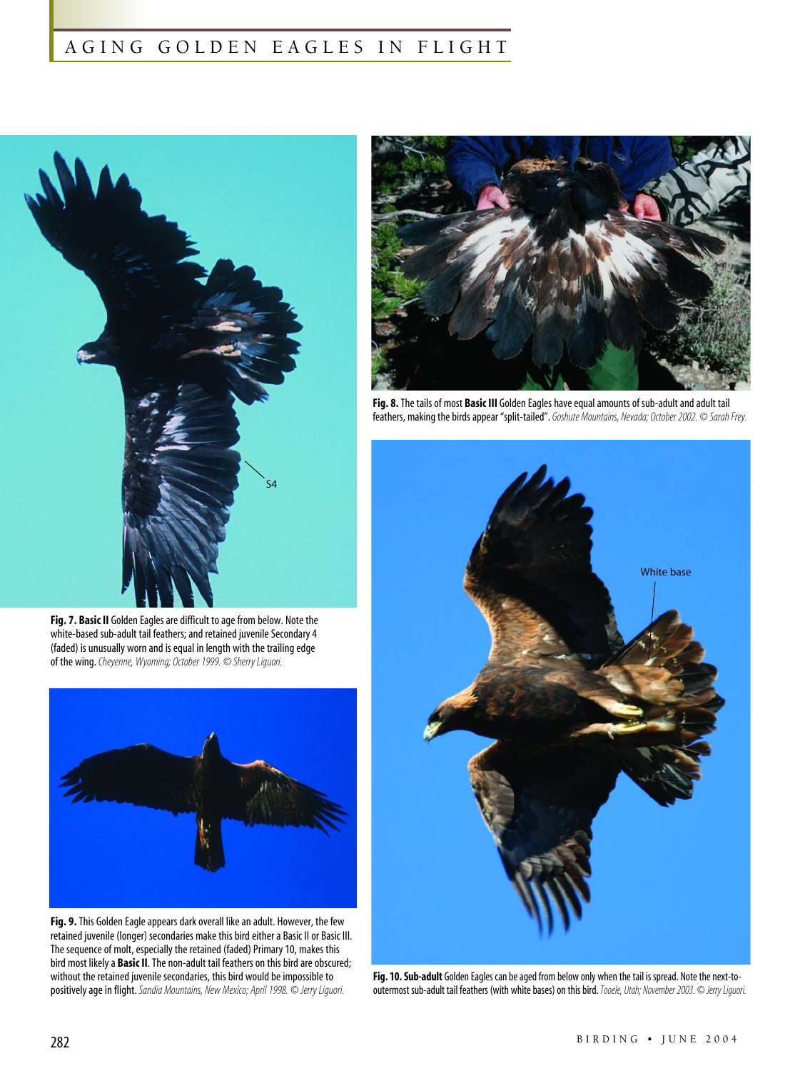**Fig. 7. Basic II** Golden Eagles are difficult to age from below. Note the white-based sub-adult tail feathers; and retained juvenile Secondary 4 (faded) is unusually worn and is equal in length with the trailing edge of the wing. *Cheyenne, Wyoming; October 1999. © Sherry Liguori.*

**Fig. 8.** The tails of most **Basic III** Golden Eagles have equal amounts of sub-adult and adult tail feathers, making the birds appear "split-tailed". *Goshute Mountains, Nevada; October 2002. © Sarah Frey.*

**Fig. 9.** This Golden Eagle appears dark overall like an adult. However, the few retained juvenile (longer) secondaries make this bird either a Basic II or Basic III. The sequence of molt, especially the retained (faded) Primary 10, makes this bird most likely a **Basic II**. The non-adult tail feathers on this bird are obscured; without the retained juvenile secondaries, this bird would be impossible to positively age in flight. *Sandia Mountains, New Mexico; April 1998. © Jerry Liguori.*

**Fig. 10. Sub-adult** Golden Eagles can be aged from below only when the tail is spread. Note the next-to-outermost sub-adult tail feathers (with white bases) on this bird. *Tooele, Utah; November 2003. © Jerry Liguori.*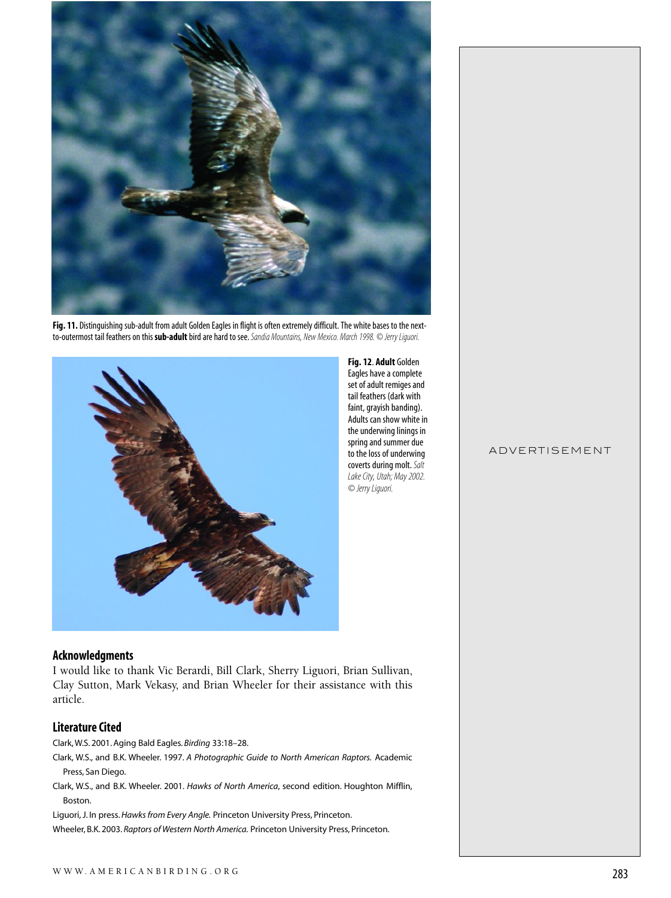**Fig. 11.** Distinguishing sub-adult from adult Golden Eagles in flight is often extremely difficult. The white bases to the next-to-outermost tail feathers on this **sub-adult** bird are hard to see. *Sandia Mountains, New Mexico. March 1998. © Jerry Liguori.*

**Fig. 12**. **Adult** Golden Eagles have a complete set of adult remiges and tail feathers (dark with faint, grayish banding). Adults can show white in the underwing linings in spring and summer due to the loss of underwing coverts during molt. *Salt Lake City, Utah; May 2002. © Jerry Liguori.*

ADVERTISEMENT

## Acknowledgments

I would like to thank Vic Berardi, Bill Clark, Sherry Liguori, Brian Sullivan, Clay Sutton, Mark Vekasy, and Brian Wheeler for their assistance with this article.

## Literature Cited

Clark, W.S. 2001. Aging Bald Eagles. *Birding* 33:18–28.

Clark, W.S., and B.K. Wheeler. 1997. *A Photographic Guide to North American Raptors.* Academic Press, San Diego.

Clark, W.S., and B.K. Wheeler. 2001. *Hawks of North America*, second edition. Houghton Mifflin, Boston.

Liguori, J. In press. *Hawks from Every Angle.* Princeton University Press, Princeton.

Wheeler, B.K. 2003. *Raptors of Western North America.* Princeton University Press, Princeton.